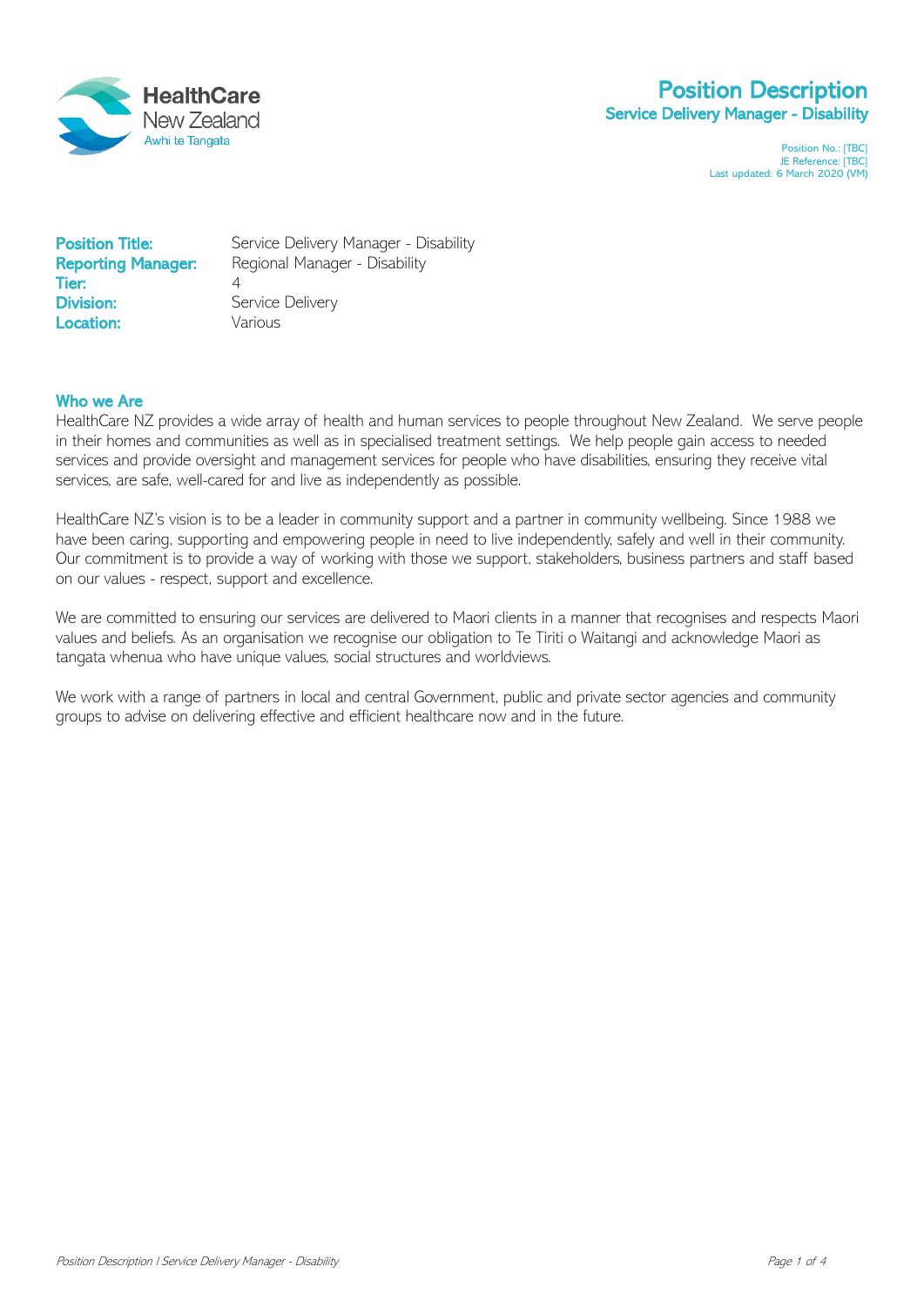HealthCare New Zealand
Awhi te Tangata

# Position Description
## Service Delivery Manager - Disability

Position No.: [TBC]
JE Reference: [TBC]
Last updated: 6 March 2020 (VM)

**Position Title:** Service Delivery Manager - Disability
**Reporting Manager:** Regional Manager - Disability
**Tier:** 4
**Division:** Service Delivery
**Location:** Various

### Who we Are

HealthCare NZ provides a wide array of health and human services to people throughout New Zealand. We serve people in their homes and communities as well as in specialised treatment settings. We help people gain access to needed services and provide oversight and management services for people who have disabilities, ensuring they receive vital services, are safe, well-cared for and live as independently as possible.

HealthCare NZ's vision is to be a leader in community support and a partner in community wellbeing. Since 1988 we have been caring, supporting and empowering people in need to live independently, safely and well in their community. Our commitment is to provide a way of working with those we support, stakeholders, business partners and staff based on our values - respect, support and excellence.

We are committed to ensuring our services are delivered to Maori clients in a manner that recognises and respects Maori values and beliefs. As an organisation we recognise our obligation to Te Tiriti o Waitangi and acknowledge Maori as tangata whenua who have unique values, social structures and worldviews.

We work with a range of partners in local and central Government, public and private sector agencies and community groups to advise on delivering effective and efficient healthcare now and in the future.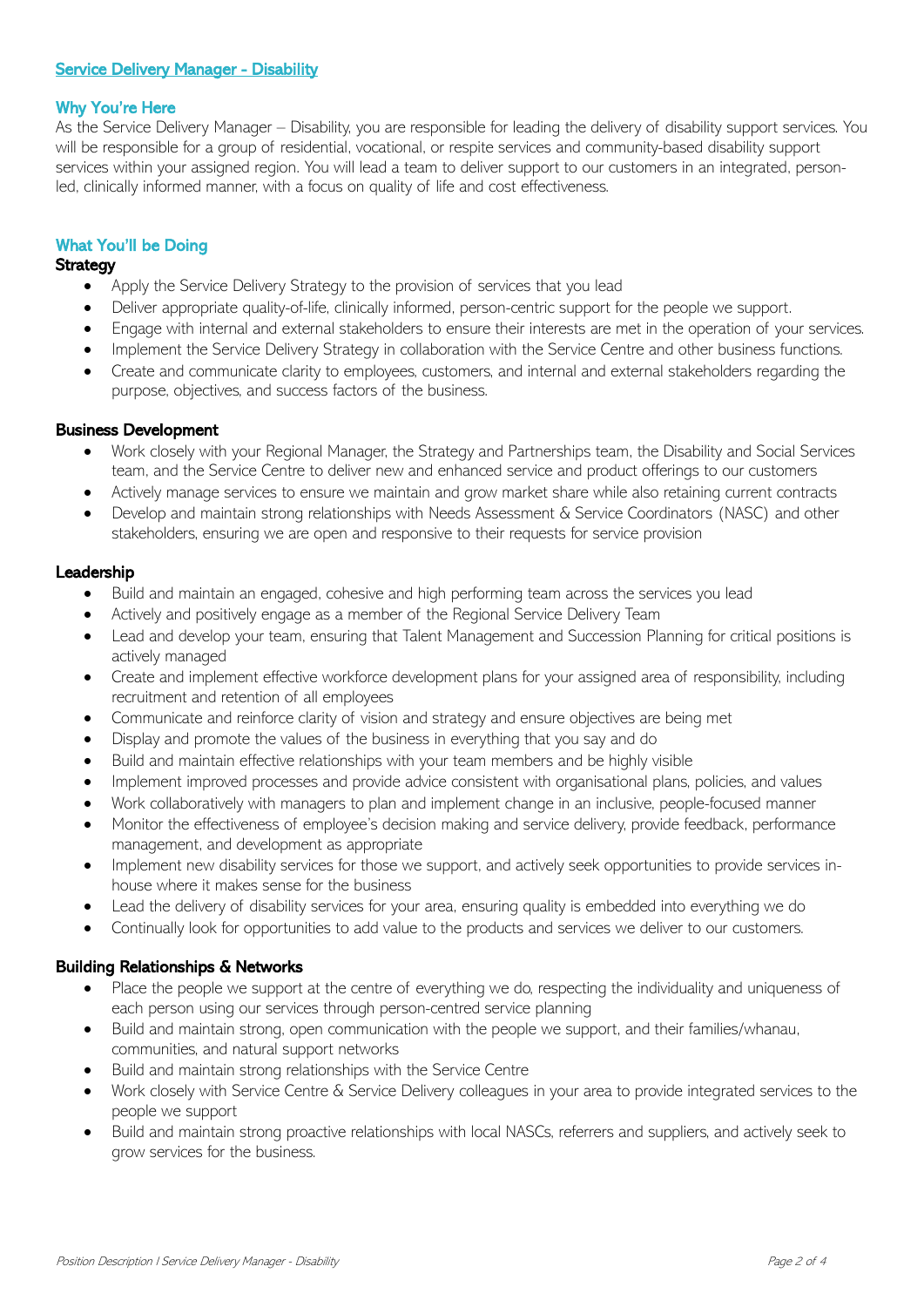## Service Delivery Manager - Disability

### Why You're Here

As the Service Delivery Manager – Disability, you are responsible for leading the delivery of disability support services. You will be responsible for a group of residential, vocational, or respite services and community-based disability support services within your assigned region. You will lead a team to deliver support to our customers in an integrated, person-led, clinically informed manner, with a focus on quality of life and cost effectiveness.

### What You'll be Doing

**Strategy**

- Apply the Service Delivery Strategy to the provision of services that you lead
- Deliver appropriate quality-of-life, clinically informed, person-centric support for the people we support.
- Engage with internal and external stakeholders to ensure their interests are met in the operation of your services.
- Implement the Service Delivery Strategy in collaboration with the Service Centre and other business functions.
- Create and communicate clarity to employees, customers, and internal and external stakeholders regarding the purpose, objectives, and success factors of the business.

**Business Development**

- Work closely with your Regional Manager, the Strategy and Partnerships team, the Disability and Social Services team, and the Service Centre to deliver new and enhanced service and product offerings to our customers
- Actively manage services to ensure we maintain and grow market share while also retaining current contracts
- Develop and maintain strong relationships with Needs Assessment & Service Coordinators (NASC) and other stakeholders, ensuring we are open and responsive to their requests for service provision

**Leadership**

- Build and maintain an engaged, cohesive and high performing team across the services you lead
- Actively and positively engage as a member of the Regional Service Delivery Team
- Lead and develop your team, ensuring that Talent Management and Succession Planning for critical positions is actively managed
- Create and implement effective workforce development plans for your assigned area of responsibility, including recruitment and retention of all employees
- Communicate and reinforce clarity of vision and strategy and ensure objectives are being met
- Display and promote the values of the business in everything that you say and do
- Build and maintain effective relationships with your team members and be highly visible
- Implement improved processes and provide advice consistent with organisational plans, policies, and values
- Work collaboratively with managers to plan and implement change in an inclusive, people-focused manner
- Monitor the effectiveness of employee's decision making and service delivery, provide feedback, performance management, and development as appropriate
- Implement new disability services for those we support, and actively seek opportunities to provide services in-house where it makes sense for the business
- Lead the delivery of disability services for your area, ensuring quality is embedded into everything we do
- Continually look for opportunities to add value to the products and services we deliver to our customers.

**Building Relationships & Networks**

- Place the people we support at the centre of everything we do, respecting the individuality and uniqueness of each person using our services through person-centred service planning
- Build and maintain strong, open communication with the people we support, and their families/whanau, communities, and natural support networks
- Build and maintain strong relationships with the Service Centre
- Work closely with Service Centre & Service Delivery colleagues in your area to provide integrated services to the people we support
- Build and maintain strong proactive relationships with local NASCs, referrers and suppliers, and actively seek to grow services for the business.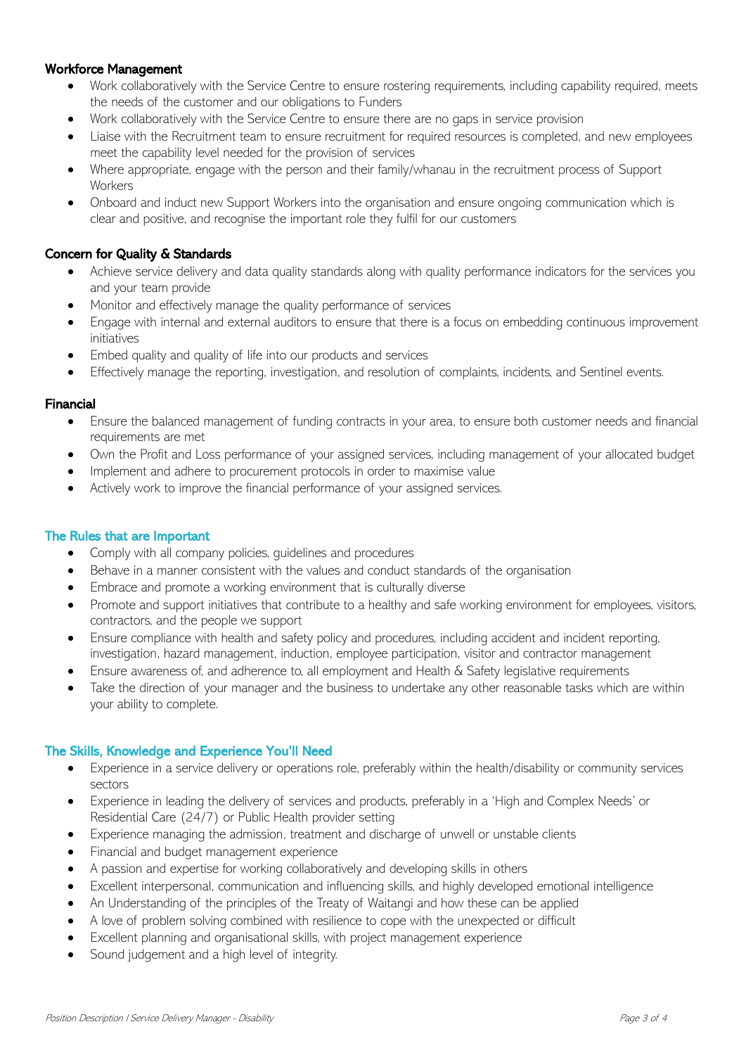### Workforce Management

- Work collaboratively with the Service Centre to ensure rostering requirements, including capability required, meets the needs of the customer and our obligations to Funders
- Work collaboratively with the Service Centre to ensure there are no gaps in service provision
- Liaise with the Recruitment team to ensure recruitment for required resources is completed, and new employees meet the capability level needed for the provision of services
- Where appropriate, engage with the person and their family/whanau in the recruitment process of Support Workers
- Onboard and induct new Support Workers into the organisation and ensure ongoing communication which is clear and positive, and recognise the important role they fulfil for our customers

### Concern for Quality & Standards

- Achieve service delivery and data quality standards along with quality performance indicators for the services you and your team provide
- Monitor and effectively manage the quality performance of services
- Engage with internal and external auditors to ensure that there is a focus on embedding continuous improvement initiatives
- Embed quality and quality of life into our products and services
- Effectively manage the reporting, investigation, and resolution of complaints, incidents, and Sentinel events.

### Financial

- Ensure the balanced management of funding contracts in your area, to ensure both customer needs and financial requirements are met
- Own the Profit and Loss performance of your assigned services, including management of your allocated budget
- Implement and adhere to procurement protocols in order to maximise value
- Actively work to improve the financial performance of your assigned services.

## The Rules that are Important

- Comply with all company policies, guidelines and procedures
- Behave in a manner consistent with the values and conduct standards of the organisation
- Embrace and promote a working environment that is culturally diverse
- Promote and support initiatives that contribute to a healthy and safe working environment for employees, visitors, contractors, and the people we support
- Ensure compliance with health and safety policy and procedures, including accident and incident reporting, investigation, hazard management, induction, employee participation, visitor and contractor management
- Ensure awareness of, and adherence to, all employment and Health & Safety legislative requirements
- Take the direction of your manager and the business to undertake any other reasonable tasks which are within your ability to complete.

## The Skills, Knowledge and Experience You'll Need

- Experience in a service delivery or operations role, preferably within the health/disability or community services sectors
- Experience in leading the delivery of services and products, preferably in a 'High and Complex Needs' or Residential Care (24/7) or Public Health provider setting
- Experience managing the admission, treatment and discharge of unwell or unstable clients
- Financial and budget management experience
- A passion and expertise for working collaboratively and developing skills in others
- Excellent interpersonal, communication and influencing skills, and highly developed emotional intelligence
- An Understanding of the principles of the Treaty of Waitangi and how these can be applied
- A love of problem solving combined with resilience to cope with the unexpected or difficult
- Excellent planning and organisational skills, with project management experience
- Sound judgement and a high level of integrity.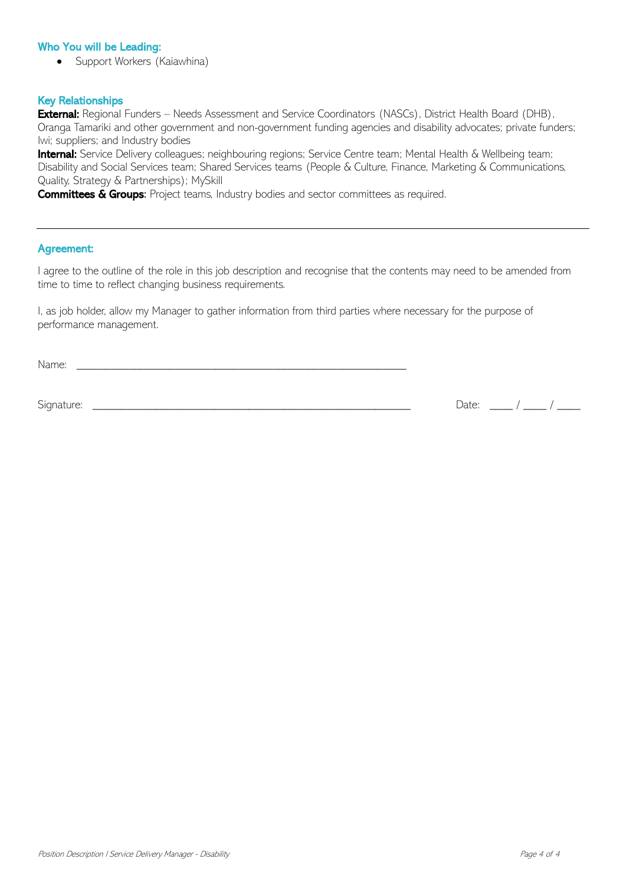### Who You will be Leading:

- Support Workers (Kaiawhina)

### Key Relationships

**External:** Regional Funders – Needs Assessment and Service Coordinators (NASCs), District Health Board (DHB), Oranga Tamariki and other government and non-government funding agencies and disability advocates; private funders; Iwi; suppliers; and Industry bodies

**Internal:** Service Delivery colleagues; neighbouring regions; Service Centre team; Mental Health & Wellbeing team; Disability and Social Services team; Shared Services teams (People & Culture, Finance, Marketing & Communications, Quality, Strategy & Partnerships); MySkill

**Committees & Groups**: Project teams, Industry bodies and sector committees as required.

---

### Agreement:

I agree to the outline of the role in this job description and recognise that the contents may need to be amended from time to time to reflect changing business requirements.

I, as job holder, allow my Manager to gather information from third parties where necessary for the purpose of performance management.

Name: ___________________________________________________________

Signature: ___________________________________________________________ Date: ____ / ____ / ____